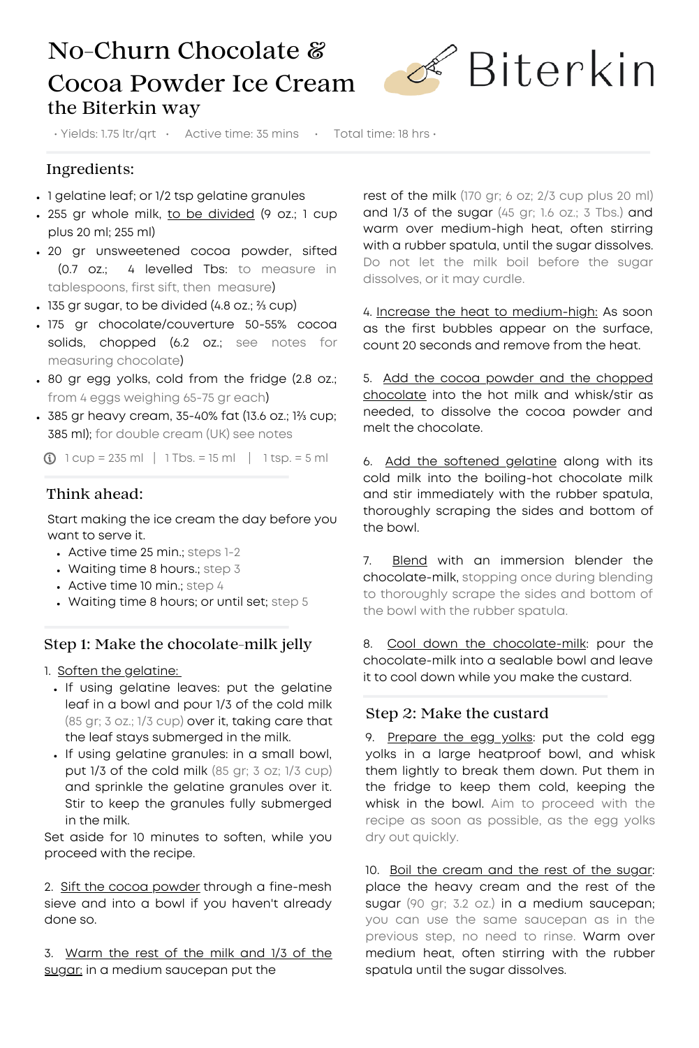# No-Churn Chocolate & Cocoa Powder Ice Cream
## the Biterkin way

Biterkin

• Yields: 1.75 ltr/qrt • Active time: 35 mins • Total time: 18 hrs •

### Ingredients:

- 1 gelatine leaf; or 1/2 tsp gelatine granules
- 255 gr whole milk, to be divided (9 oz.; 1 cup plus 20 ml; 255 ml)
- 20 gr unsweetened cocoa powder, sifted (0.7 oz.; 4 levelled Tbs: to measure in tablespoons, first sift, then measure)
- 135 gr sugar, to be divided (4.8 oz.; ⅔ cup)
- 175 gr chocolate/couverture 50-55% cocoa solids, chopped (6.2 oz.; see notes for measuring chocolate)
- 80 gr egg yolks, cold from the fridge (2.8 oz.; from 4 eggs weighing 65-75 gr each)
- 385 gr heavy cream, 35-40% fat (13.6 oz.; 1⅔ cup; 385 ml); for double cream (UK) see notes

ⓘ 1 cup = 235 ml | 1 Tbs. = 15 ml | 1 tsp. = 5 ml

### Think ahead:

Start making the ice cream the day before you want to serve it.

- Active time 25 min.; steps 1-2
- Waiting time 8 hours.; step 3
- Active time 10 min.; step 4
- Waiting time 8 hours; or until set; step 5

### Step 1: Make the chocolate-milk jelly

1. Soften the gelatine:
   - If using gelatine leaves: put the gelatine leaf in a bowl and pour 1/3 of the cold milk (85 gr; 3 oz.; 1/3 cup) over it, taking care that the leaf stays submerged in the milk.
   - If using gelatine granules: in a small bowl, put 1/3 of the cold milk (85 gr; 3 oz; 1/3 cup) and sprinkle the gelatine granules over it. Stir to keep the granules fully submerged in the milk.

   Set aside for 10 minutes to soften, while you proceed with the recipe.

2. Sift the cocoa powder through a fine-mesh sieve and into a bowl if you haven't already done so.

3. Warm the rest of the milk and 1/3 of the sugar: in a medium saucepan put the rest of the milk (170 gr; 6 oz; 2/3 cup plus 20 ml) and 1/3 of the sugar (45 gr; 1.6 oz.; 3 Tbs.) and warm over medium-high heat, often stirring with a rubber spatula, until the sugar dissolves. Do not let the milk boil before the sugar dissolves, or it may curdle.

4. Increase the heat to medium-high: As soon as the first bubbles appear on the surface, count 20 seconds and remove from the heat.

5. Add the cocoa powder and the chopped chocolate into the hot milk and whisk/stir as needed, to dissolve the cocoa powder and melt the chocolate.

6. Add the softened gelatine along with its cold milk into the boiling-hot chocolate milk and stir immediately with the rubber spatula, thoroughly scraping the sides and bottom of the bowl.

7. Blend with an immersion blender the chocolate-milk, stopping once during blending to thoroughly scrape the sides and bottom of the bowl with the rubber spatula.

8. Cool down the chocolate-milk: pour the chocolate-milk into a sealable bowl and leave it to cool down while you make the custard.

### Step 2: Make the custard

9. Prepare the egg yolks: put the cold egg yolks in a large heatproof bowl, and whisk them lightly to break them down. Put them in the fridge to keep them cold, keeping the whisk in the bowl. Aim to proceed with the recipe as soon as possible, as the egg yolks dry out quickly.

10. Boil the cream and the rest of the sugar: place the heavy cream and the rest of the sugar (90 gr; 3.2 oz.) in a medium saucepan; you can use the same saucepan as in the previous step, no need to rinse. Warm over medium heat, often stirring with the rubber spatula until the sugar dissolves.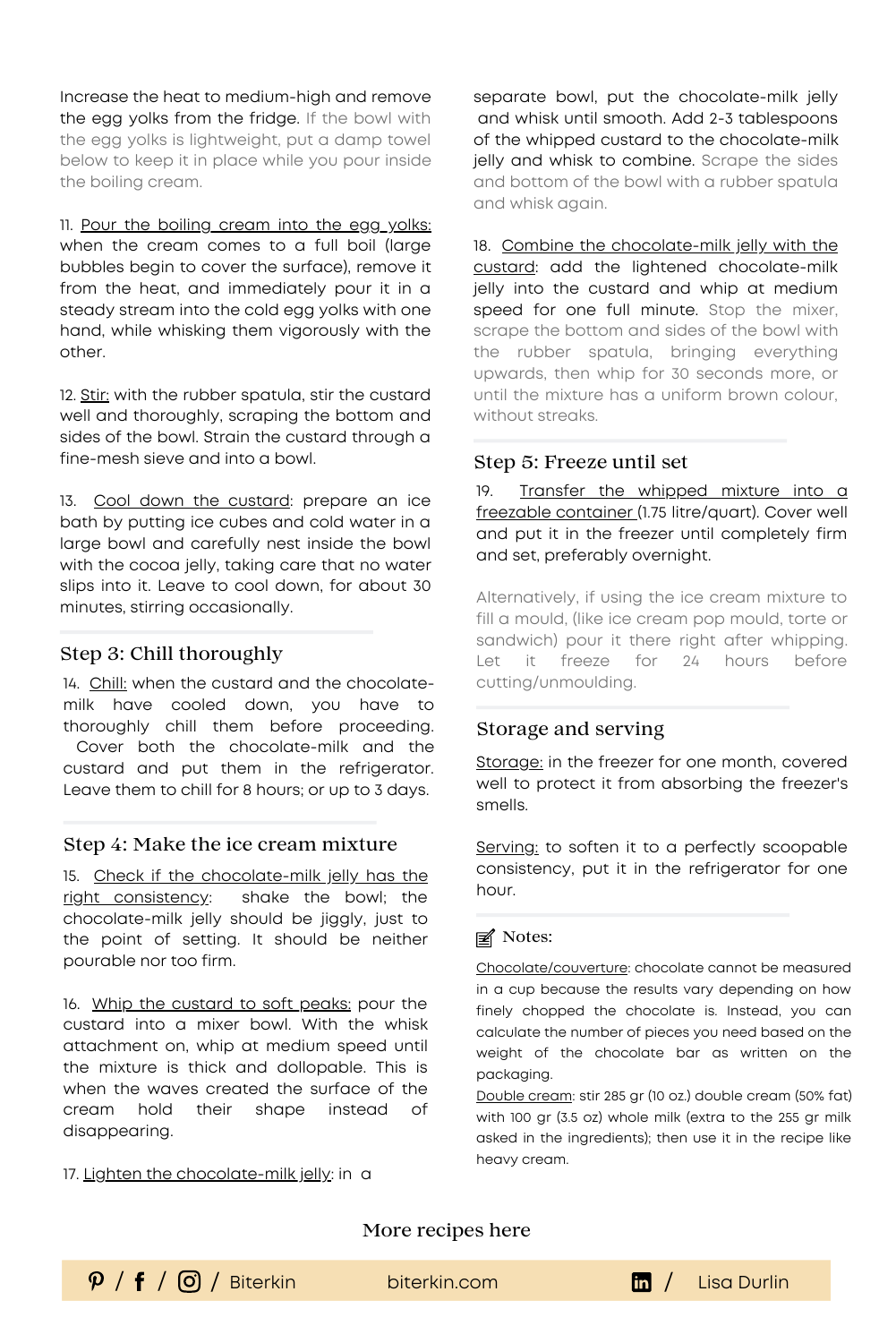Increase the heat to medium-high and remove the egg yolks from the fridge. If the bowl with the egg yolks is lightweight, put a damp towel below to keep it in place while you pour inside the boiling cream.

11. Pour the boiling cream into the egg yolks: when the cream comes to a full boil (large bubbles begin to cover the surface), remove it from the heat, and immediately pour it in a steady stream into the cold egg yolks with one hand, while whisking them vigorously with the other.

12. Stir: with the rubber spatula, stir the custard well and thoroughly, scraping the bottom and sides of the bowl. Strain the custard through a fine-mesh sieve and into a bowl.

13. Cool down the custard: prepare an ice bath by putting ice cubes and cold water in a large bowl and carefully nest inside the bowl with the cocoa jelly, taking care that no water slips into it. Leave to cool down, for about 30 minutes, stirring occasionally.

## Step 3: Chill thoroughly

14. Chill: when the custard and the chocolate-milk have cooled down, you have to thoroughly chill them before proceeding. Cover both the chocolate-milk and the custard and put them in the refrigerator. Leave them to chill for 8 hours; or up to 3 days.

## Step 4: Make the ice cream mixture

15. Check if the chocolate-milk jelly has the right consistency: shake the bowl; the chocolate-milk jelly should be jiggly, just to the point of setting. It should be neither pourable nor too firm.

16. Whip the custard to soft peaks: pour the custard into a mixer bowl. With the whisk attachment on, whip at medium speed until the mixture is thick and dollopable. This is when the waves created the surface of the cream hold their shape instead of disappearing.

17. Lighten the chocolate-milk jelly: in a separate bowl, put the chocolate-milk jelly and whisk until smooth. Add 2-3 tablespoons of the whipped custard to the chocolate-milk jelly and whisk to combine. Scrape the sides and bottom of the bowl with a rubber spatula and whisk again.

18. Combine the chocolate-milk jelly with the custard: add the lightened chocolate-milk jelly into the custard and whip at medium speed for one full minute. Stop the mixer, scrape the bottom and sides of the bowl with the rubber spatula, bringing everything upwards, then whip for 30 seconds more, or until the mixture has a uniform brown colour, without streaks.

## Step 5: Freeze until set

19. Transfer the whipped mixture into a freezable container (1.75 litre/quart). Cover well and put it in the freezer until completely firm and set, preferably overnight.

Alternatively, if using the ice cream mixture to fill a mould, (like ice cream pop mould, torte or sandwich) pour it there right after whipping. Let it freeze for 24 hours before cutting/unmoulding.

## Storage and serving

Storage: in the freezer for one month, covered well to protect it from absorbing the freezer's smells.

Serving: to soften it to a perfectly scoopable consistency, put it in the refrigerator for one hour.

### Notes:

Chocolate/couverture: chocolate cannot be measured in a cup because the results vary depending on how finely chopped the chocolate is. Instead, you can calculate the number of pieces you need based on the weight of the chocolate bar as written on the packaging.

Double cream: stir 285 gr (10 oz.) double cream (50% fat) with 100 gr (3.5 oz) whole milk (extra to the 255 gr milk asked in the ingredients); then use it in the recipe like heavy cream.

More recipes here

/ / / Biterkin biterkin.com / Lisa Durlin